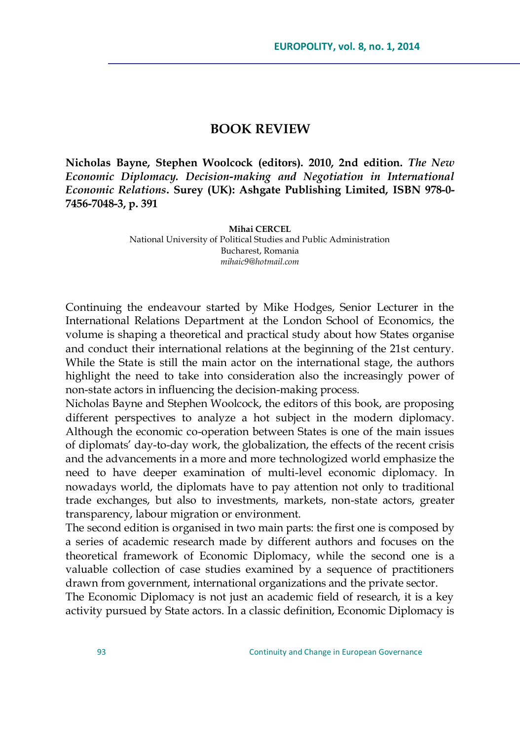# BOOK REVIEW

**Nicholas Bayne, Stephen Woolcock (editors). 2010, 2nd edition.** ***The New Economic Diplomacy. Decision-making and Negotiation in International Economic Relations*****. Surey (UK): Ashgate Publishing Limited, ISBN 978-0-7456-7048-3, p. 391**

**Mihai CERCEL**
National University of Political Studies and Public Administration
Bucharest, Romania
*mihaic9@hotmail.com*

Continuing the endeavour started by Mike Hodges, Senior Lecturer in the International Relations Department at the London School of Economics, the volume is shaping a theoretical and practical study about how States organise and conduct their international relations at the beginning of the 21st century. While the State is still the main actor on the international stage, the authors highlight the need to take into consideration also the increasingly power of non-state actors in influencing the decision-making process.

Nicholas Bayne and Stephen Woolcock, the editors of this book, are proposing different perspectives to analyze a hot subject in the modern diplomacy. Although the economic co-operation between States is one of the main issues of diplomats' day-to-day work, the globalization, the effects of the recent crisis and the advancements in a more and more technologized world emphasize the need to have deeper examination of multi-level economic diplomacy. In nowadays world, the diplomats have to pay attention not only to traditional trade exchanges, but also to investments, markets, non-state actors, greater transparency, labour migration or environment.

The second edition is organised in two main parts: the first one is composed by a series of academic research made by different authors and focuses on the theoretical framework of Economic Diplomacy, while the second one is a valuable collection of case studies examined by a sequence of practitioners drawn from government, international organizations and the private sector.

The Economic Diplomacy is not just an academic field of research, it is a key activity pursued by State actors. In a classic definition, Economic Diplomacy is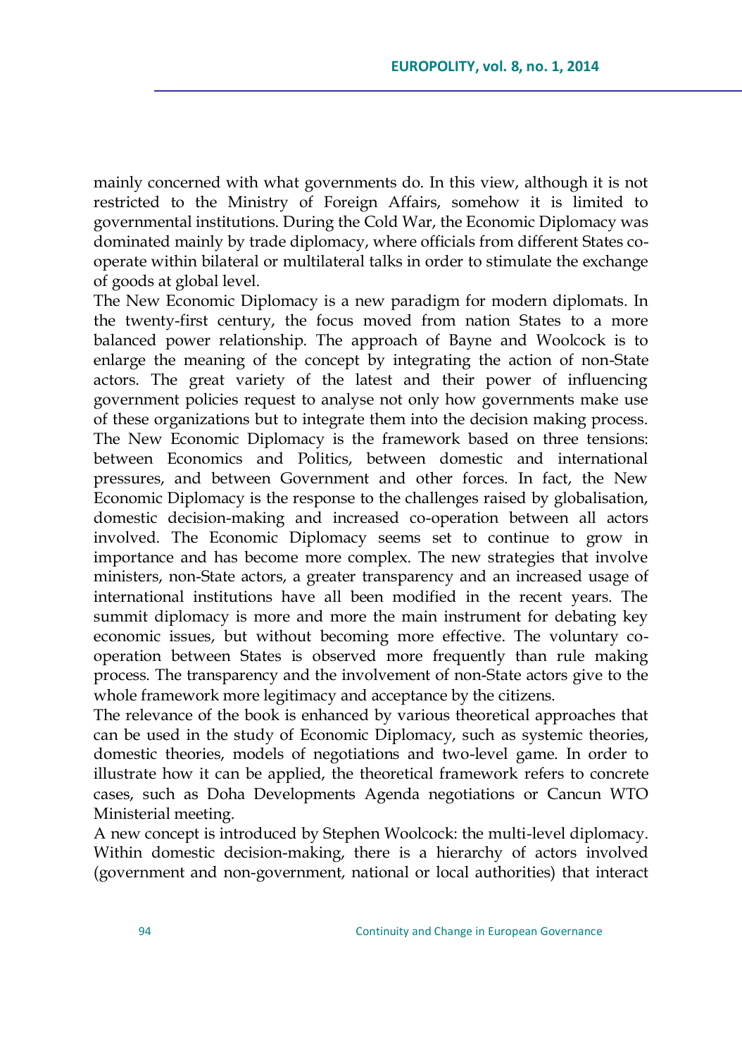mainly concerned with what governments do. In this view, although it is not restricted to the Ministry of Foreign Affairs, somehow it is limited to governmental institutions. During the Cold War, the Economic Diplomacy was dominated mainly by trade diplomacy, where officials from different States co-operate within bilateral or multilateral talks in order to stimulate the exchange of goods at global level.

The New Economic Diplomacy is a new paradigm for modern diplomats. In the twenty-first century, the focus moved from nation States to a more balanced power relationship. The approach of Bayne and Woolcock is to enlarge the meaning of the concept by integrating the action of non-State actors. The great variety of the latest and their power of influencing government policies request to analyse not only how governments make use of these organizations but to integrate them into the decision making process. The New Economic Diplomacy is the framework based on three tensions: between Economics and Politics, between domestic and international pressures, and between Government and other forces. In fact, the New Economic Diplomacy is the response to the challenges raised by globalisation, domestic decision-making and increased co-operation between all actors involved. The Economic Diplomacy seems set to continue to grow in importance and has become more complex. The new strategies that involve ministers, non-State actors, a greater transparency and an increased usage of international institutions have all been modified in the recent years. The summit diplomacy is more and more the main instrument for debating key economic issues, but without becoming more effective. The voluntary co-operation between States is observed more frequently than rule making process. The transparency and the involvement of non-State actors give to the whole framework more legitimacy and acceptance by the citizens.

The relevance of the book is enhanced by various theoretical approaches that can be used in the study of Economic Diplomacy, such as systemic theories, domestic theories, models of negotiations and two-level game. In order to illustrate how it can be applied, the theoretical framework refers to concrete cases, such as Doha Developments Agenda negotiations or Cancun WTO Ministerial meeting.

A new concept is introduced by Stephen Woolcock: the multi-level diplomacy. Within domestic decision-making, there is a hierarchy of actors involved (government and non-government, national or local authorities) that interact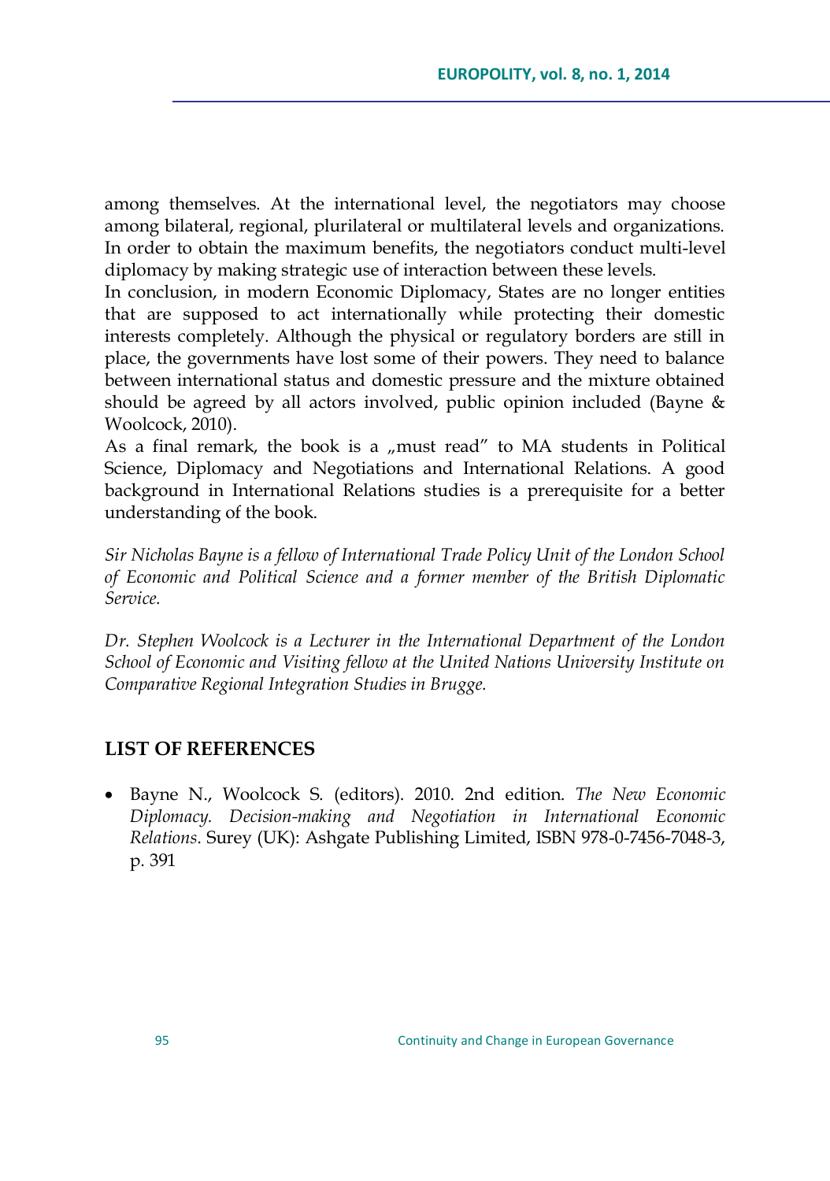among themselves. At the international level, the negotiators may choose among bilateral, regional, plurilateral or multilateral levels and organizations. In order to obtain the maximum benefits, the negotiators conduct multi-level diplomacy by making strategic use of interaction between these levels.

In conclusion, in modern Economic Diplomacy, States are no longer entities that are supposed to act internationally while protecting their domestic interests completely. Although the physical or regulatory borders are still in place, the governments have lost some of their powers. They need to balance between international status and domestic pressure and the mixture obtained should be agreed by all actors involved, public opinion included (Bayne & Woolcock, 2010).

As a final remark, the book is a „must read" to MA students in Political Science, Diplomacy and Negotiations and International Relations. A good background in International Relations studies is a prerequisite for a better understanding of the book.

*Sir Nicholas Bayne is a fellow of International Trade Policy Unit of the London School of Economic and Political Science and a former member of the British Diplomatic Service.*

*Dr. Stephen Woolcock is a Lecturer in the International Department of the London School of Economic and Visiting fellow at the United Nations University Institute on Comparative Regional Integration Studies in Brugge.*

## LIST OF REFERENCES

- Bayne N., Woolcock S. (editors). 2010. 2nd edition. *The New Economic Diplomacy. Decision-making and Negotiation in International Economic Relations*. Surey (UK): Ashgate Publishing Limited, ISBN 978-0-7456-7048-3, p. 391